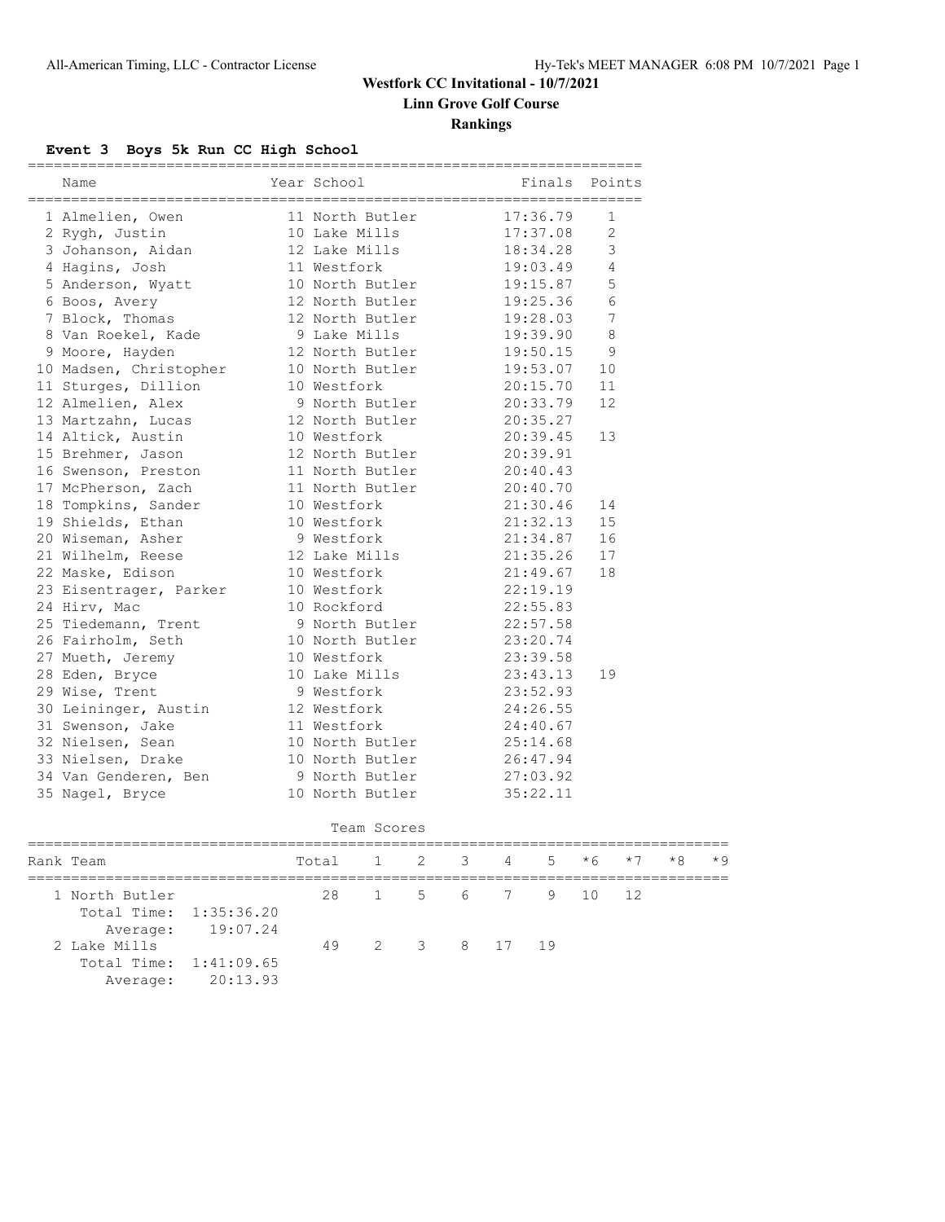**Westfork CC Invitational - 10/7/2021**

**Linn Grove Golf Course**

**Rankings**

### Event 3 Boys 5k Run CC High School

| Name | Year | School | Finals | Points |
|---|---|---|---|---|
| 1 Almelien, Owen | 11 | North Butler | 17:36.79 | 1 |
| 2 Rygh, Justin | 10 | Lake Mills | 17:37.08 | 2 |
| 3 Johanson, Aidan | 12 | Lake Mills | 18:34.28 | 3 |
| 4 Hagins, Josh | 11 | Westfork | 19:03.49 | 4 |
| 5 Anderson, Wyatt | 10 | North Butler | 19:15.87 | 5 |
| 6 Boos, Avery | 12 | North Butler | 19:25.36 | 6 |
| 7 Block, Thomas | 12 | North Butler | 19:28.03 | 7 |
| 8 Van Roekel, Kade | 9 | Lake Mills | 19:39.90 | 8 |
| 9 Moore, Hayden | 12 | North Butler | 19:50.15 | 9 |
| 10 Madsen, Christopher | 10 | North Butler | 19:53.07 | 10 |
| 11 Sturges, Dillion | 10 | Westfork | 20:15.70 | 11 |
| 12 Almelien, Alex | 9 | North Butler | 20:33.79 | 12 |
| 13 Martzahn, Lucas | 12 | North Butler | 20:35.27 | |
| 14 Altick, Austin | 10 | Westfork | 20:39.45 | 13 |
| 15 Brehmer, Jason | 12 | North Butler | 20:39.91 | |
| 16 Swenson, Preston | 11 | North Butler | 20:40.43 | |
| 17 McPherson, Zach | 11 | North Butler | 20:40.70 | |
| 18 Tompkins, Sander | 10 | Westfork | 21:30.46 | 14 |
| 19 Shields, Ethan | 10 | Westfork | 21:32.13 | 15 |
| 20 Wiseman, Asher | 9 | Westfork | 21:34.87 | 16 |
| 21 Wilhelm, Reese | 12 | Lake Mills | 21:35.26 | 17 |
| 22 Maske, Edison | 10 | Westfork | 21:49.67 | 18 |
| 23 Eisentrager, Parker | 10 | Westfork | 22:19.19 | |
| 24 Hirv, Mac | 10 | Rockford | 22:55.83 | |
| 25 Tiedemann, Trent | 9 | North Butler | 22:57.58 | |
| 26 Fairholm, Seth | 10 | North Butler | 23:20.74 | |
| 27 Mueth, Jeremy | 10 | Westfork | 23:39.58 | |
| 28 Eden, Bryce | 10 | Lake Mills | 23:43.13 | 19 |
| 29 Wise, Trent | 9 | Westfork | 23:52.93 | |
| 30 Leininger, Austin | 12 | Westfork | 24:26.55 | |
| 31 Swenson, Jake | 11 | Westfork | 24:40.67 | |
| 32 Nielsen, Sean | 10 | North Butler | 25:14.68 | |
| 33 Nielsen, Drake | 10 | North Butler | 26:47.94 | |
| 34 Van Genderen, Ben | 9 | North Butler | 27:03.92 | |
| 35 Nagel, Bryce | 10 | North Butler | 35:22.11 | |

Team Scores

| Rank Team | Total | 1 | 2 | 3 | 4 | 5 | *6 | *7 | *8 | *9 |
|---|---|---|---|---|---|---|---|---|---|---|
| 1 North Butler | 28 | 1 | 5 | 6 | 7 | 9 | 10 | 12 | | |
| Total Time: 1:35:36.20 | | | | | | | | | | |
| Average: 19:07.24 | | | | | | | | | | |
| 2 Lake Mills | 49 | 2 | 3 | 8 | 17 | 19 | | | | |
| Total Time: 1:41:09.65 | | | | | | | | | | |
| Average: 20:13.93 | | | | | | | | | | |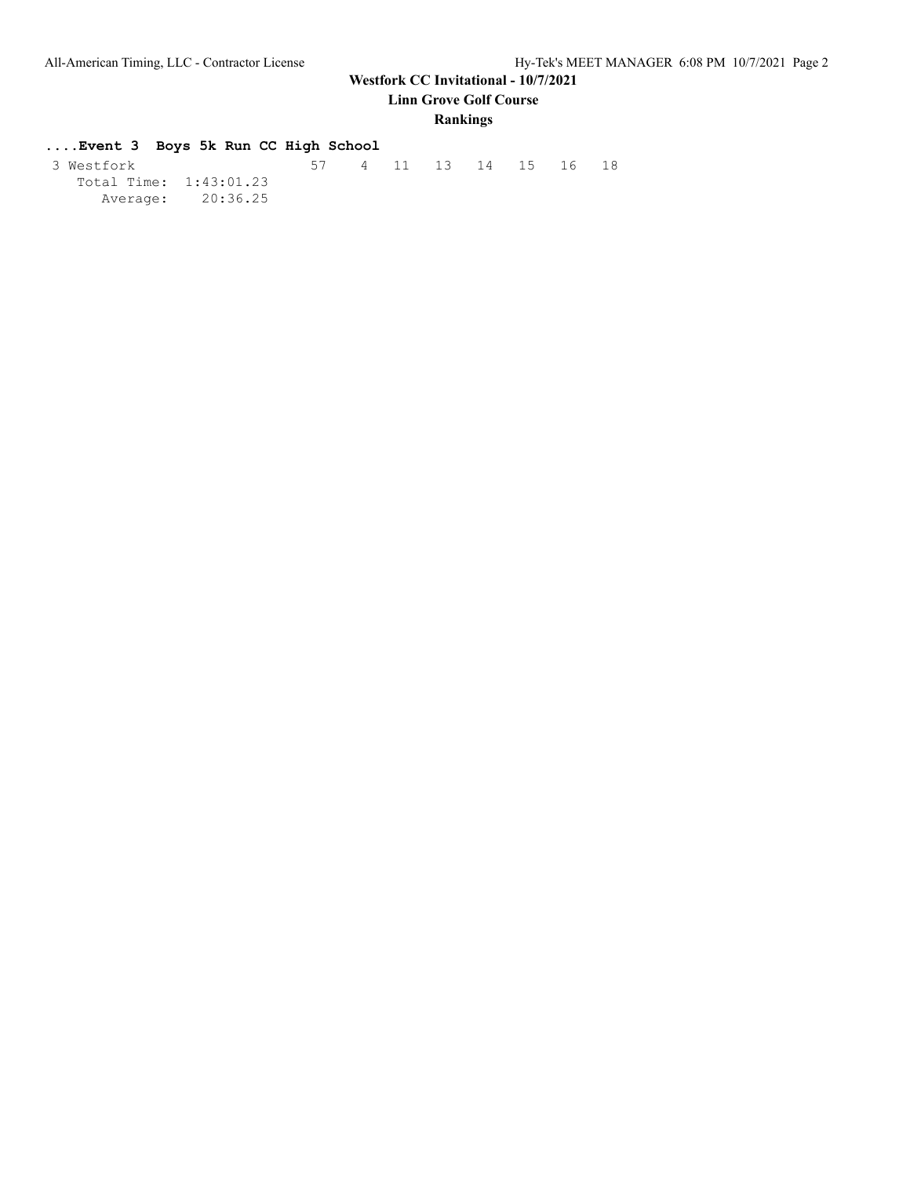# Westfork CC Invitational - 10/7/2021

## Linn Grove Golf Course

### Rankings

**....Event 3 Boys 5k Run CC High School**

| | | | | | | | | |
|---|---|---|---|---|---|---|---|---|
| 3 Westfork | 57 | 4 | 11 | 13 | 14 | 15 | 16 | 18 |
| Total Time: 1:43:01.23 | | | | | | | | |
| Average: 20:36.25 | | | | | | | | |